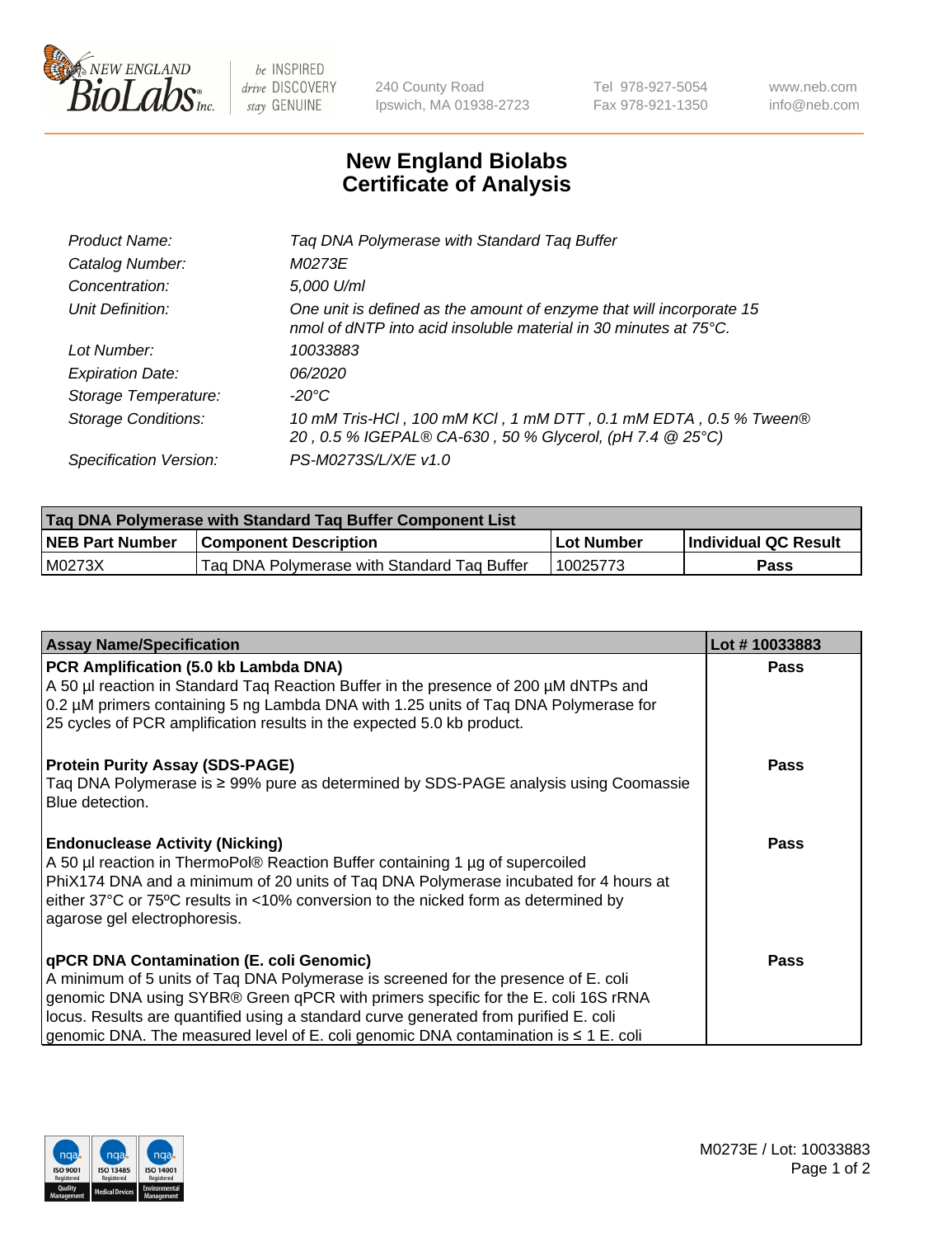# New England Biolabs Certificate of Analysis

| | |
|---|---|
| Product Name: | Taq DNA Polymerase with Standard Taq Buffer |
| Catalog Number: | M0273E |
| Concentration: | 5,000 U/ml |
| Unit Definition: | One unit is defined as the amount of enzyme that will incorporate 15 nmol of dNTP into acid insoluble material in 30 minutes at 75°C. |
| Lot Number: | 10033883 |
| Expiration Date: | 06/2020 |
| Storage Temperature: | -20°C |
| Storage Conditions: | 10 mM Tris-HCl , 100 mM KCl , 1 mM DTT , 0.1 mM EDTA , 0.5 % Tween® 20 , 0.5 % IGEPAL® CA-630 , 50 % Glycerol, (pH 7.4 @ 25°C) |
| Specification Version: | PS-M0273S/L/X/E v1.0 |

| Taq DNA Polymerase with Standard Taq Buffer Component List | | | |
|---|---|---|---|
| NEB Part Number | Component Description | Lot Number | Individual QC Result |
| M0273X | Taq DNA Polymerase with Standard Taq Buffer | 10025773 | Pass |

| Assay Name/Specification | Lot # 10033883 |
|---|---|
| **PCR Amplification (5.0 kb Lambda DNA)**<br>A 50 µl reaction in Standard Taq Reaction Buffer in the presence of 200 µM dNTPs and 0.2 µM primers containing 5 ng Lambda DNA with 1.25 units of Taq DNA Polymerase for 25 cycles of PCR amplification results in the expected 5.0 kb product. | Pass |
| **Protein Purity Assay (SDS-PAGE)**<br>Taq DNA Polymerase is ≥ 99% pure as determined by SDS-PAGE analysis using Coomassie Blue detection. | Pass |
| **Endonuclease Activity (Nicking)**<br>A 50 µl reaction in ThermoPol® Reaction Buffer containing 1 µg of supercoiled PhiX174 DNA and a minimum of 20 units of Taq DNA Polymerase incubated for 4 hours at either 37°C or 75ºC results in <10% conversion to the nicked form as determined by agarose gel electrophoresis. | Pass |
| **qPCR DNA Contamination (E. coli Genomic)**<br>A minimum of 5 units of Taq DNA Polymerase is screened for the presence of E. coli genomic DNA using SYBR® Green qPCR with primers specific for the E. coli 16S rRNA locus. Results are quantified using a standard curve generated from purified E. coli genomic DNA. The measured level of E. coli genomic DNA contamination is ≤ 1 E. coli | Pass |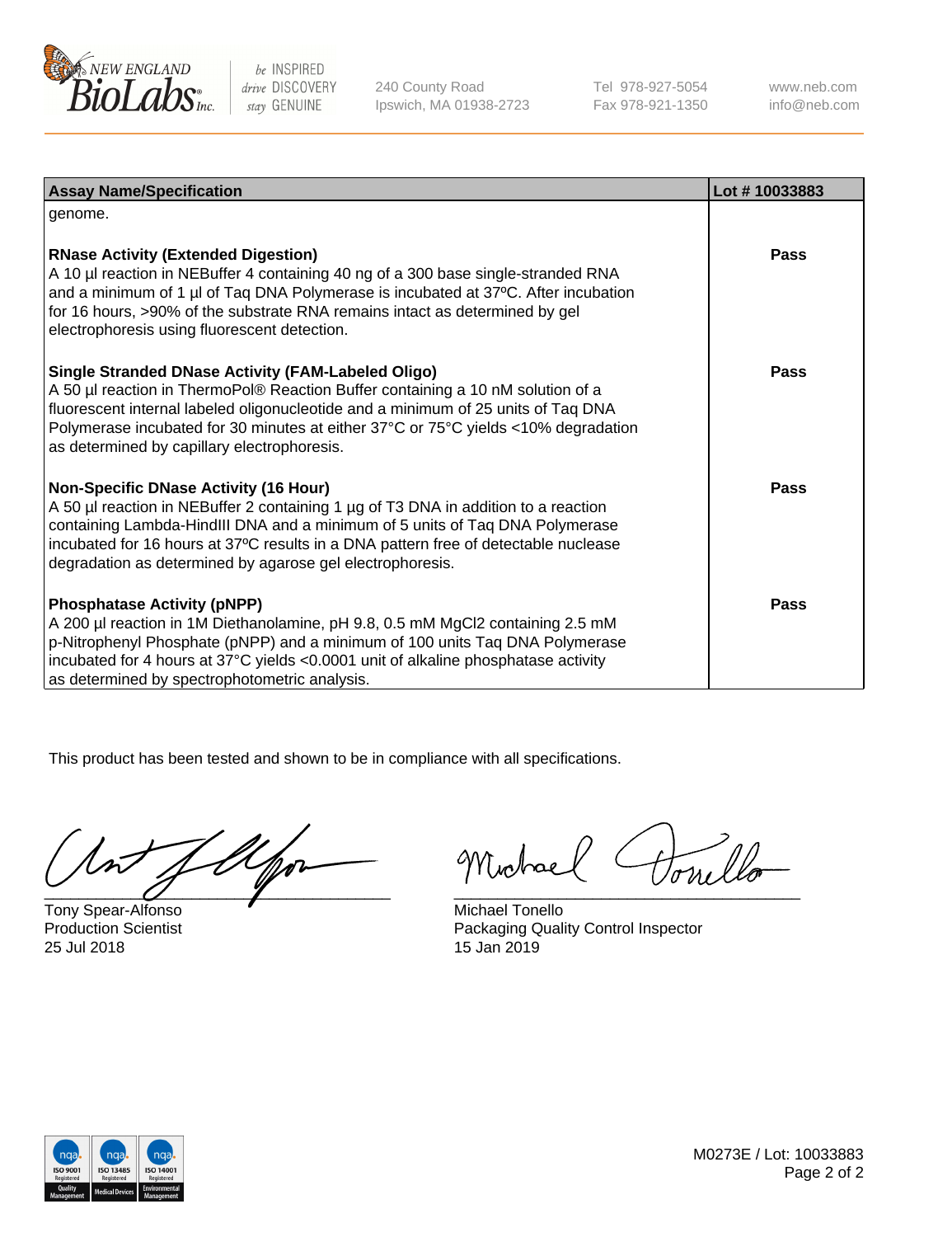| Assay Name/Specification | Lot # 10033883 |
|---|---|
| genome. | |
| **RNase Activity (Extended Digestion)**<br>A 10 µl reaction in NEBuffer 4 containing 40 ng of a 300 base single-stranded RNA and a minimum of 1 µl of Taq DNA Polymerase is incubated at 37ºC. After incubation for 16 hours, >90% of the substrate RNA remains intact as determined by gel electrophoresis using fluorescent detection. | Pass |
| **Single Stranded DNase Activity (FAM-Labeled Oligo)**<br>A 50 µl reaction in ThermoPol® Reaction Buffer containing a 10 nM solution of a fluorescent internal labeled oligonucleotide and a minimum of 25 units of Taq DNA Polymerase incubated for 30 minutes at either 37°C or 75°C yields <10% degradation as determined by capillary electrophoresis. | Pass |
| **Non-Specific DNase Activity (16 Hour)**<br>A 50 µl reaction in NEBuffer 2 containing 1 µg of T3 DNA in addition to a reaction containing Lambda-HindIII DNA and a minimum of 5 units of Taq DNA Polymerase incubated for 16 hours at 37ºC results in a DNA pattern free of detectable nuclease degradation as determined by agarose gel electrophoresis. | Pass |
| **Phosphatase Activity (pNPP)**<br>A 200 µl reaction in 1M Diethanolamine, pH 9.8, 0.5 mM $MgCl_2$ containing 2.5 mM p-Nitrophenyl Phosphate (pNPP) and a minimum of 100 units Taq DNA Polymerase incubated for 4 hours at 37°C yields <0.0001 unit of alkaline phosphatase activity as determined by spectrophotometric analysis. | Pass |

This product has been tested and shown to be in compliance with all specifications.

Tony Spear-Alfonso
Production Scientist
25 Jul 2018

Michael Tonello
Packaging Quality Control Inspector
15 Jan 2019

M0273E / Lot: 10033883